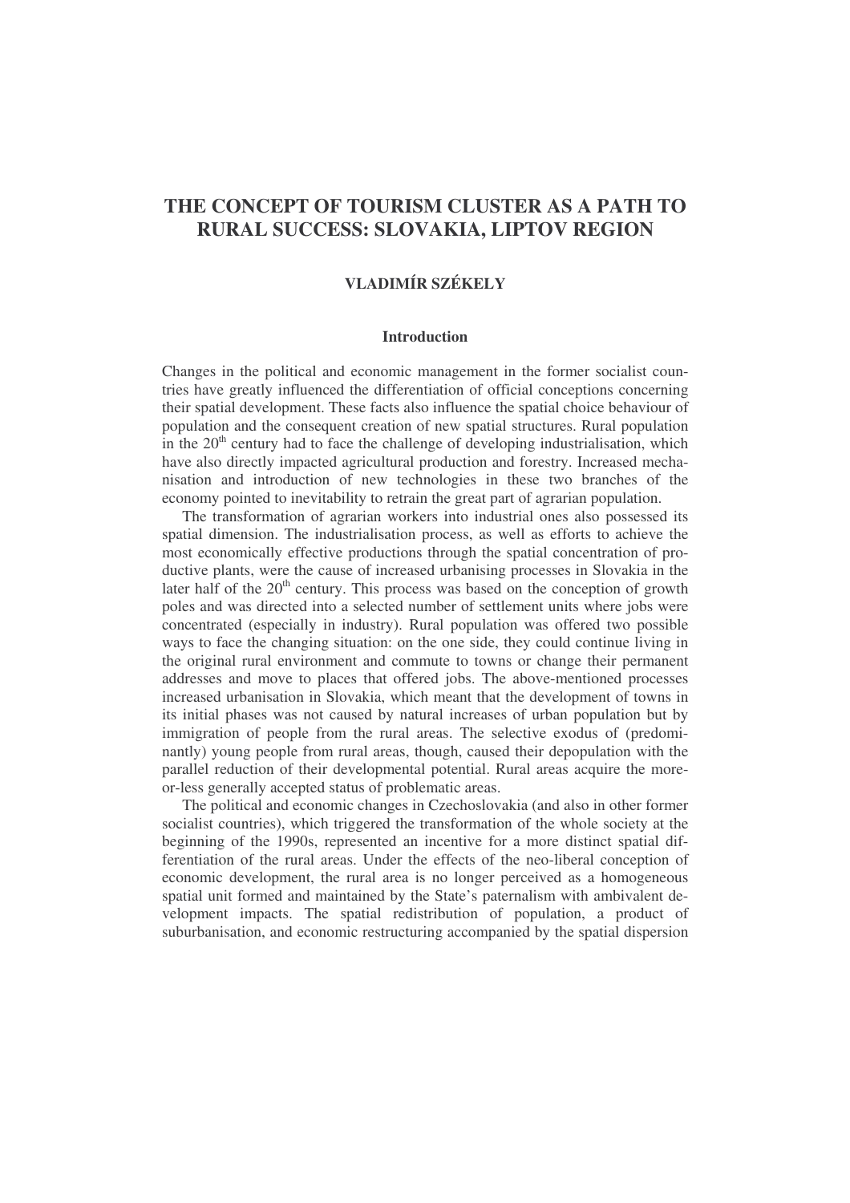# THE CONCEPT OF TOURISM CLUSTER AS A PATH TO RURAL SUCCESS: SLOVAKIA, LIPTOV REGION

**VLADIMÍR SZÉKELY**

## Introduction

Changes in the political and economic management in the former socialist countries have greatly influenced the differentiation of official conceptions concerning their spatial development. These facts also influence the spatial choice behaviour of population and the consequent creation of new spatial structures. Rural population in the 20th century had to face the challenge of developing industrialisation, which have also directly impacted agricultural production and forestry. Increased mechanisation and introduction of new technologies in these two branches of the economy pointed to inevitability to retrain the great part of agrarian population.

The transformation of agrarian workers into industrial ones also possessed its spatial dimension. The industrialisation process, as well as efforts to achieve the most economically effective productions through the spatial concentration of productive plants, were the cause of increased urbanising processes in Slovakia in the later half of the 20th century. This process was based on the conception of growth poles and was directed into a selected number of settlement units where jobs were concentrated (especially in industry). Rural population was offered two possible ways to face the changing situation: on the one side, they could continue living in the original rural environment and commute to towns or change their permanent addresses and move to places that offered jobs. The above-mentioned processes increased urbanisation in Slovakia, which meant that the development of towns in its initial phases was not caused by natural increases of urban population but by immigration of people from the rural areas. The selective exodus of (predominantly) young people from rural areas, though, caused their depopulation with the parallel reduction of their developmental potential. Rural areas acquire the more-or-less generally accepted status of problematic areas.

The political and economic changes in Czechoslovakia (and also in other former socialist countries), which triggered the transformation of the whole society at the beginning of the 1990s, represented an incentive for a more distinct spatial differentiation of the rural areas. Under the effects of the neo-liberal conception of economic development, the rural area is no longer perceived as a homogeneous spatial unit formed and maintained by the State's paternalism with ambivalent development impacts. The spatial redistribution of population, a product of suburbanisation, and economic restructuring accompanied by the spatial dispersion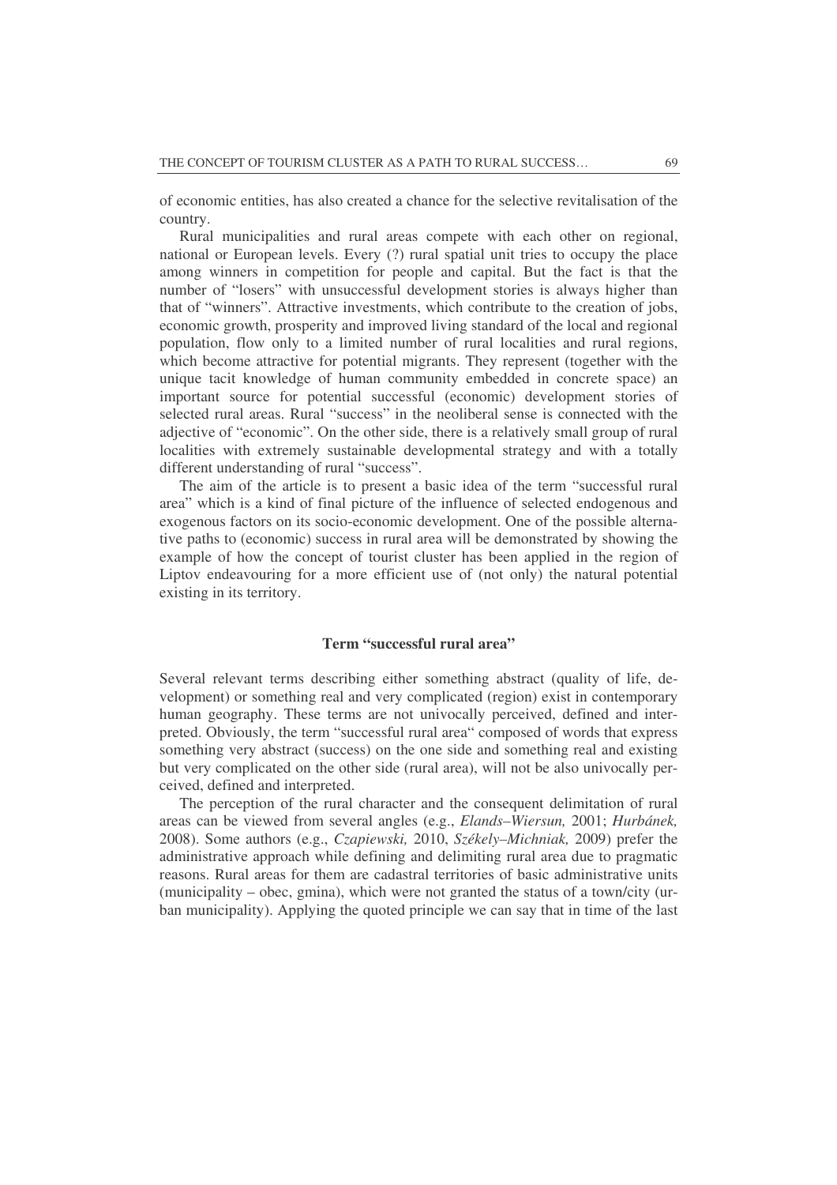of economic entities, has also created a chance for the selective revitalisation of the country.

Rural municipalities and rural areas compete with each other on regional, national or European levels. Every (?) rural spatial unit tries to occupy the place among winners in competition for people and capital. But the fact is that the number of "losers" with unsuccessful development stories is always higher than that of "winners". Attractive investments, which contribute to the creation of jobs, economic growth, prosperity and improved living standard of the local and regional population, flow only to a limited number of rural localities and rural regions, which become attractive for potential migrants. They represent (together with the unique tacit knowledge of human community embedded in concrete space) an important source for potential successful (economic) development stories of selected rural areas. Rural "success" in the neoliberal sense is connected with the adjective of "economic". On the other side, there is a relatively small group of rural localities with extremely sustainable developmental strategy and with a totally different understanding of rural "success".

The aim of the article is to present a basic idea of the term "successful rural area" which is a kind of final picture of the influence of selected endogenous and exogenous factors on its socio-economic development. One of the possible alternative paths to (economic) success in rural area will be demonstrated by showing the example of how the concept of tourist cluster has been applied in the region of Liptov endeavouring for a more efficient use of (not only) the natural potential existing in its territory.

## Term "successful rural area"

Several relevant terms describing either something abstract (quality of life, development) or something real and very complicated (region) exist in contemporary human geography. These terms are not univocally perceived, defined and interpreted. Obviously, the term "successful rural area" composed of words that express something very abstract (success) on the one side and something real and existing but very complicated on the other side (rural area), will not be also univocally perceived, defined and interpreted.

The perception of the rural character and the consequent delimitation of rural areas can be viewed from several angles (e.g., *Elands–Wiersun,* 2001; *Hurbánek,* 2008). Some authors (e.g., *Czapiewski,* 2010, *Székely–Michniak,* 2009) prefer the administrative approach while defining and delimiting rural area due to pragmatic reasons. Rural areas for them are cadastral territories of basic administrative units (municipality – obec, gmina), which were not granted the status of a town/city (urban municipality). Applying the quoted principle we can say that in time of the last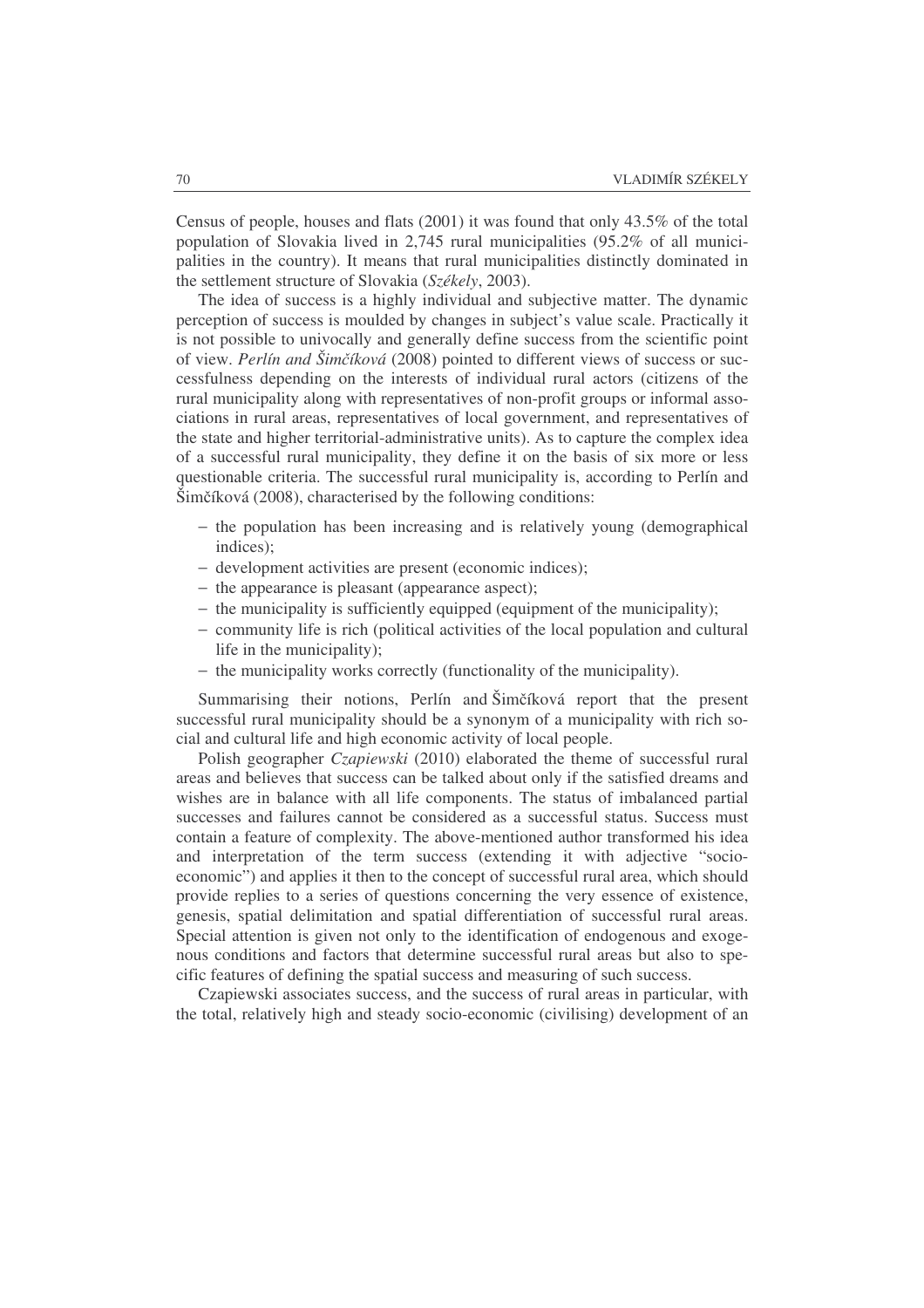Census of people, houses and flats (2001) it was found that only 43.5% of the total population of Slovakia lived in 2,745 rural municipalities (95.2% of all municipalities in the country). It means that rural municipalities distinctly dominated in the settlement structure of Slovakia (*Székely*, 2003).

The idea of success is a highly individual and subjective matter. The dynamic perception of success is moulded by changes in subject's value scale. Practically it is not possible to univocally and generally define success from the scientific point of view. *Perlín and Šimčíková* (2008) pointed to different views of success or successfulness depending on the interests of individual rural actors (citizens of the rural municipality along with representatives of non-profit groups or informal associations in rural areas, representatives of local government, and representatives of the state and higher territorial-administrative units). As to capture the complex idea of a successful rural municipality, they define it on the basis of six more or less questionable criteria. The successful rural municipality is, according to Perlín and Šimčíková (2008), characterised by the following conditions:

- the population has been increasing and is relatively young (demographical indices);
- development activities are present (economic indices);
- the appearance is pleasant (appearance aspect);
- the municipality is sufficiently equipped (equipment of the municipality);
- community life is rich (political activities of the local population and cultural life in the municipality);
- the municipality works correctly (functionality of the municipality).

Summarising their notions, Perlín and Šimčíková report that the present successful rural municipality should be a synonym of a municipality with rich social and cultural life and high economic activity of local people.

Polish geographer *Czapiewski* (2010) elaborated the theme of successful rural areas and believes that success can be talked about only if the satisfied dreams and wishes are in balance with all life components. The status of imbalanced partial successes and failures cannot be considered as a successful status. Success must contain a feature of complexity. The above-mentioned author transformed his idea and interpretation of the term success (extending it with adjective "socio-economic") and applies it then to the concept of successful rural area, which should provide replies to a series of questions concerning the very essence of existence, genesis, spatial delimitation and spatial differentiation of successful rural areas. Special attention is given not only to the identification of endogenous and exogenous conditions and factors that determine successful rural areas but also to specific features of defining the spatial success and measuring of such success.

Czapiewski associates success, and the success of rural areas in particular, with the total, relatively high and steady socio-economic (civilising) development of an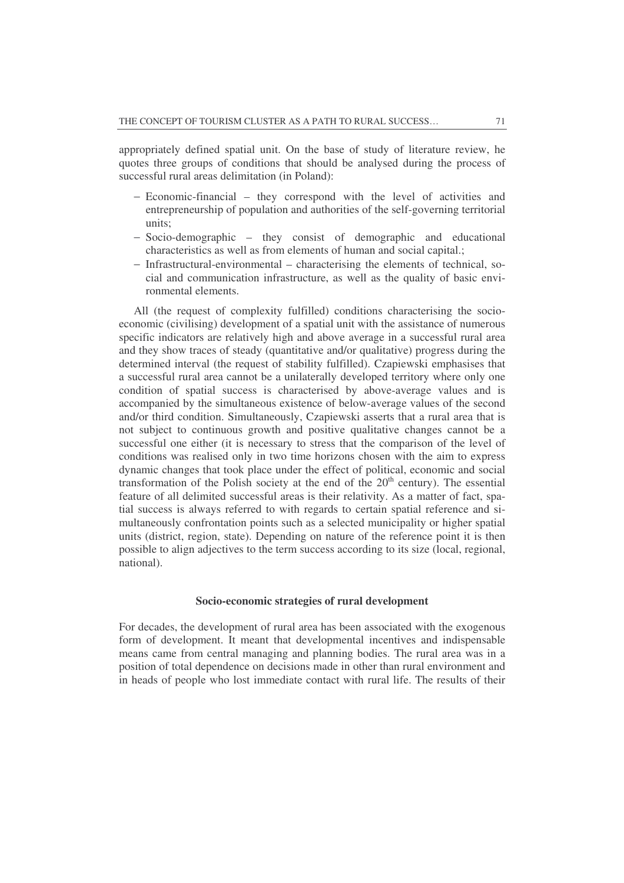appropriately defined spatial unit. On the base of study of literature review, he quotes three groups of conditions that should be analysed during the process of successful rural areas delimitation (in Poland):

- Economic-financial – they correspond with the level of activities and entrepreneurship of population and authorities of the self-governing territorial units;
- Socio-demographic – they consist of demographic and educational characteristics as well as from elements of human and social capital.;
- Infrastructural-environmental – characterising the elements of technical, social and communication infrastructure, as well as the quality of basic environmental elements.

All (the request of complexity fulfilled) conditions characterising the socio-economic (civilising) development of a spatial unit with the assistance of numerous specific indicators are relatively high and above average in a successful rural area and they show traces of steady (quantitative and/or qualitative) progress during the determined interval (the request of stability fulfilled). Czapiewski emphasises that a successful rural area cannot be a unilaterally developed territory where only one condition of spatial success is characterised by above-average values and is accompanied by the simultaneous existence of below-average values of the second and/or third condition. Simultaneously, Czapiewski asserts that a rural area that is not subject to continuous growth and positive qualitative changes cannot be a successful one either (it is necessary to stress that the comparison of the level of conditions was realised only in two time horizons chosen with the aim to express dynamic changes that took place under the effect of political, economic and social transformation of the Polish society at the end of the 20th century). The essential feature of all delimited successful areas is their relativity. As a matter of fact, spatial success is always referred to with regards to certain spatial reference and simultaneously confrontation points such as a selected municipality or higher spatial units (district, region, state). Depending on nature of the reference point it is then possible to align adjectives to the term success according to its size (local, regional, national).

## Socio-economic strategies of rural development

For decades, the development of rural area has been associated with the exogenous form of development. It meant that developmental incentives and indispensable means came from central managing and planning bodies. The rural area was in a position of total dependence on decisions made in other than rural environment and in heads of people who lost immediate contact with rural life. The results of their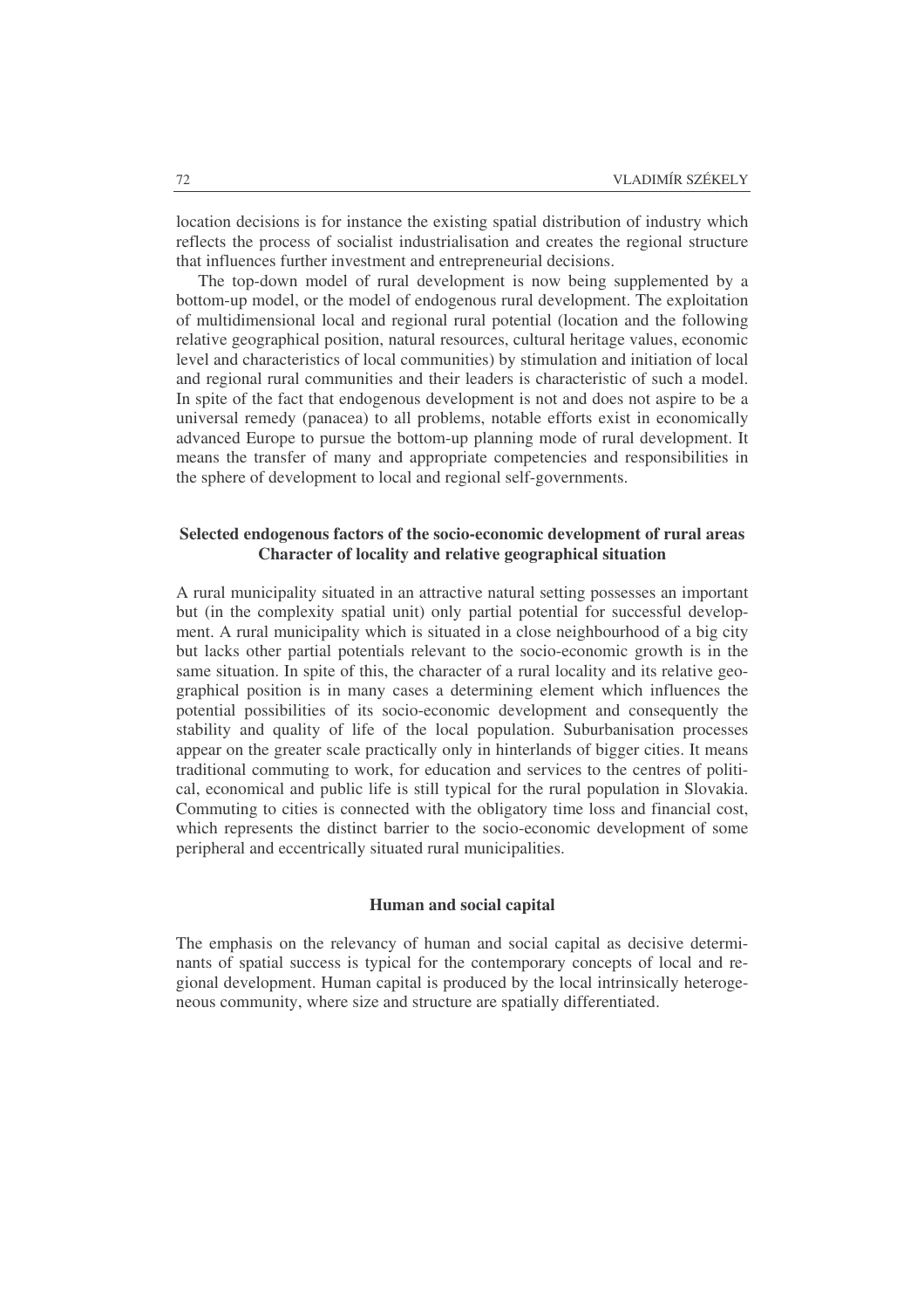location decisions is for instance the existing spatial distribution of industry which reflects the process of socialist industrialisation and creates the regional structure that influences further investment and entrepreneurial decisions.

The top-down model of rural development is now being supplemented by a bottom-up model, or the model of endogenous rural development. The exploitation of multidimensional local and regional rural potential (location and the following relative geographical position, natural resources, cultural heritage values, economic level and characteristics of local communities) by stimulation and initiation of local and regional rural communities and their leaders is characteristic of such a model. In spite of the fact that endogenous development is not and does not aspire to be a universal remedy (panacea) to all problems, notable efforts exist in economically advanced Europe to pursue the bottom-up planning mode of rural development. It means the transfer of many and appropriate competencies and responsibilities in the sphere of development to local and regional self-governments.

## Selected endogenous factors of the socio-economic development of rural areas

### Character of locality and relative geographical situation

A rural municipality situated in an attractive natural setting possesses an important but (in the complexity spatial unit) only partial potential for successful development. A rural municipality which is situated in a close neighbourhood of a big city but lacks other partial potentials relevant to the socio-economic growth is in the same situation. In spite of this, the character of a rural locality and its relative geographical position is in many cases a determining element which influences the potential possibilities of its socio-economic development and consequently the stability and quality of life of the local population. Suburbanisation processes appear on the greater scale practically only in hinterlands of bigger cities. It means traditional commuting to work, for education and services to the centres of political, economical and public life is still typical for the rural population in Slovakia. Commuting to cities is connected with the obligatory time loss and financial cost, which represents the distinct barrier to the socio-economic development of some peripheral and eccentrically situated rural municipalities.

### Human and social capital

The emphasis on the relevancy of human and social capital as decisive determinants of spatial success is typical for the contemporary concepts of local and regional development. Human capital is produced by the local intrinsically heterogeneous community, where size and structure are spatially differentiated.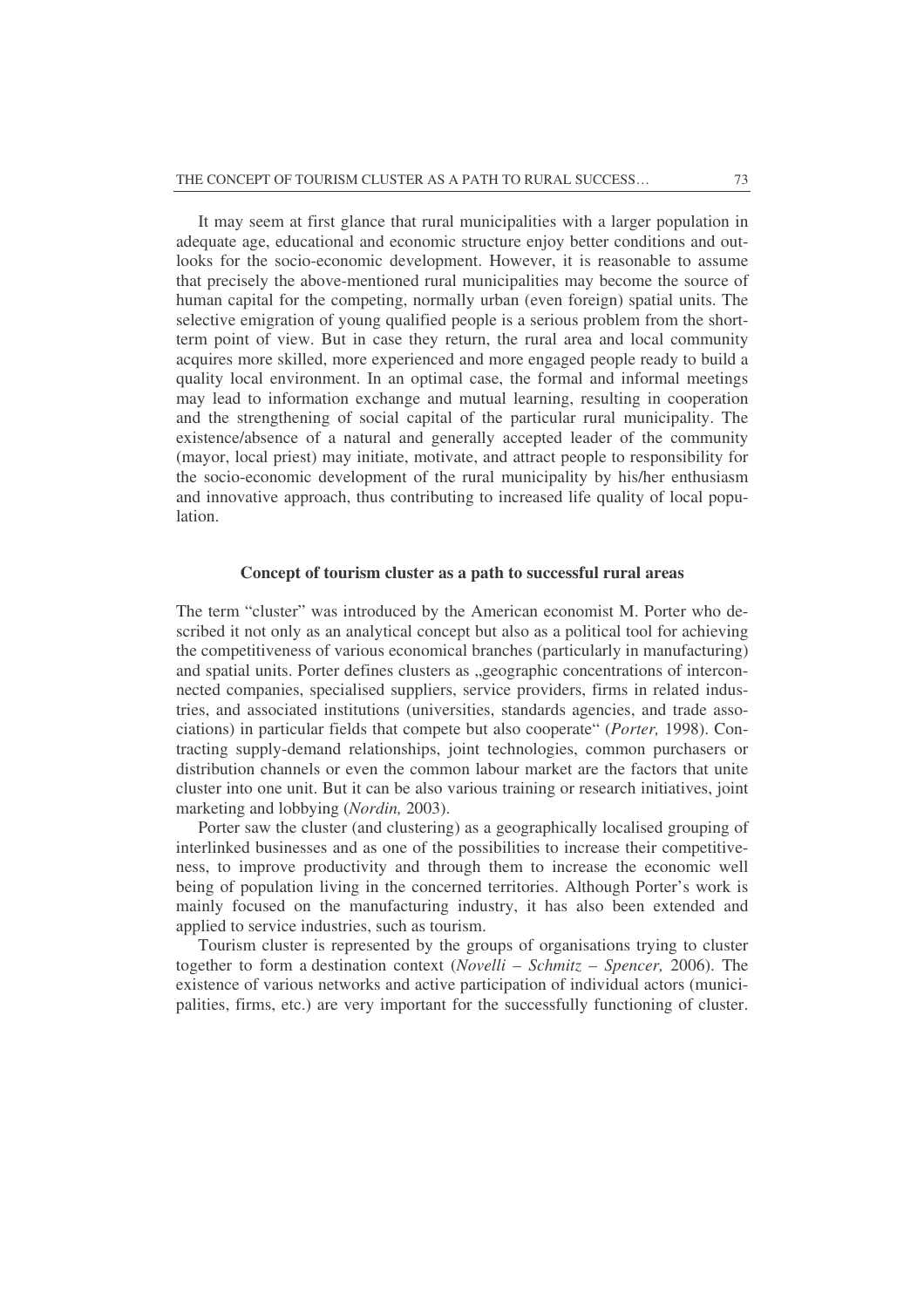It may seem at first glance that rural municipalities with a larger population in adequate age, educational and economic structure enjoy better conditions and outlooks for the socio-economic development. However, it is reasonable to assume that precisely the above-mentioned rural municipalities may become the source of human capital for the competing, normally urban (even foreign) spatial units. The selective emigration of young qualified people is a serious problem from the short-term point of view. But in case they return, the rural area and local community acquires more skilled, more experienced and more engaged people ready to build a quality local environment. In an optimal case, the formal and informal meetings may lead to information exchange and mutual learning, resulting in cooperation and the strengthening of social capital of the particular rural municipality. The existence/absence of a natural and generally accepted leader of the community (mayor, local priest) may initiate, motivate, and attract people to responsibility for the socio-economic development of the rural municipality by his/her enthusiasm and innovative approach, thus contributing to increased life quality of local population.

## Concept of tourism cluster as a path to successful rural areas

The term "cluster" was introduced by the American economist M. Porter who described it not only as an analytical concept but also as a political tool for achieving the competitiveness of various economical branches (particularly in manufacturing) and spatial units. Porter defines clusters as „geographic concentrations of interconnected companies, specialised suppliers, service providers, firms in related industries, and associated institutions (universities, standards agencies, and trade associations) in particular fields that compete but also cooperate" (*Porter,* 1998). Contracting supply-demand relationships, joint technologies, common purchasers or distribution channels or even the common labour market are the factors that unite cluster into one unit. But it can be also various training or research initiatives, joint marketing and lobbying (*Nordin,* 2003).

Porter saw the cluster (and clustering) as a geographically localised grouping of interlinked businesses and as one of the possibilities to increase their competitiveness, to improve productivity and through them to increase the economic well being of population living in the concerned territories. Although Porter's work is mainly focused on the manufacturing industry, it has also been extended and applied to service industries, such as tourism.

Tourism cluster is represented by the groups of organisations trying to cluster together to form a destination context (*Novelli – Schmitz – Spencer,* 2006). The existence of various networks and active participation of individual actors (municipalities, firms, etc.) are very important for the successfully functioning of cluster.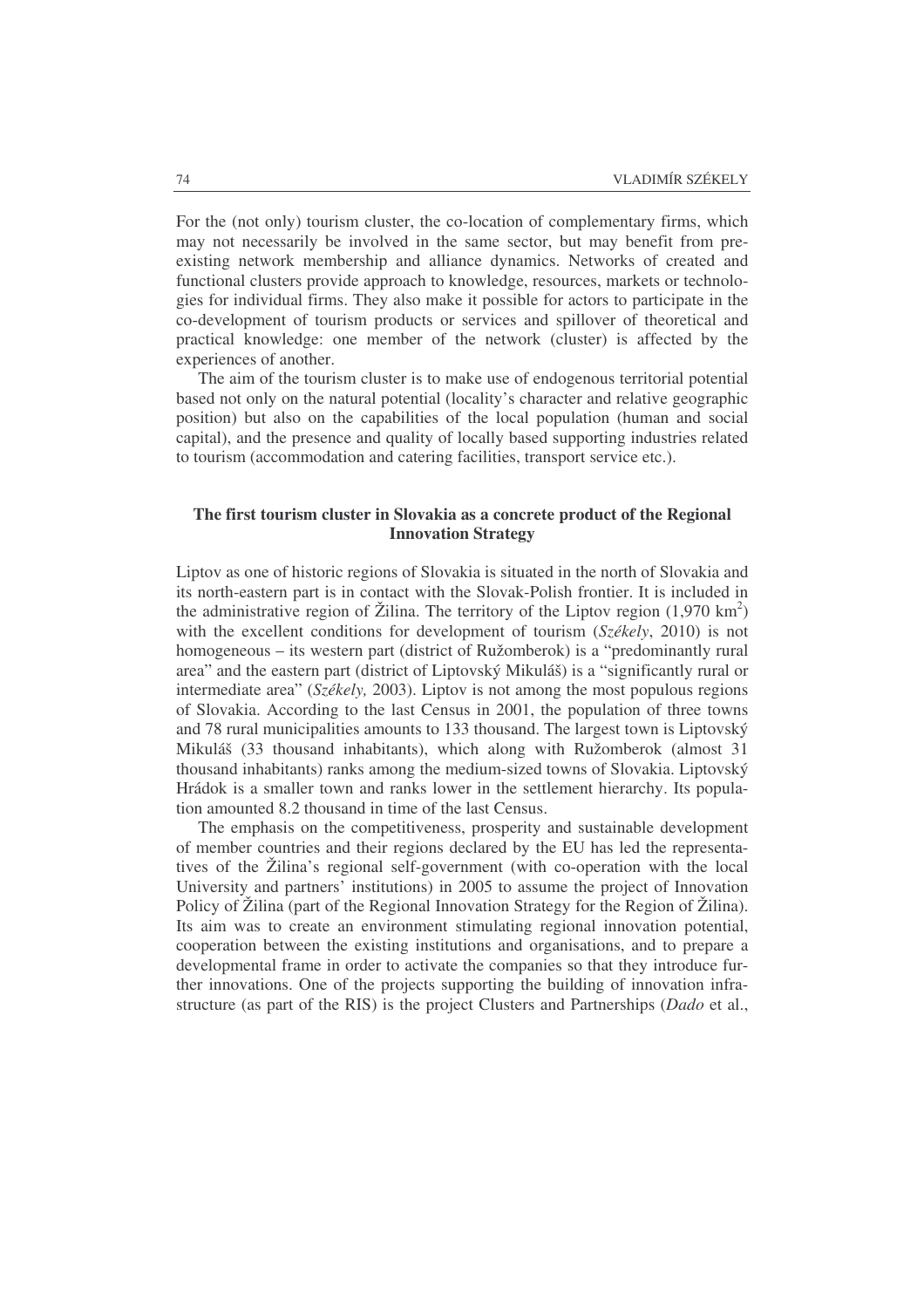For the (not only) tourism cluster, the co-location of complementary firms, which may not necessarily be involved in the same sector, but may benefit from pre-existing network membership and alliance dynamics. Networks of created and functional clusters provide approach to knowledge, resources, markets or technologies for individual firms. They also make it possible for actors to participate in the co-development of tourism products or services and spillover of theoretical and practical knowledge: one member of the network (cluster) is affected by the experiences of another.

The aim of the tourism cluster is to make use of endogenous territorial potential based not only on the natural potential (locality's character and relative geographic position) but also on the capabilities of the local population (human and social capital), and the presence and quality of locally based supporting industries related to tourism (accommodation and catering facilities, transport service etc.).

## The first tourism cluster in Slovakia as a concrete product of the Regional Innovation Strategy

Liptov as one of historic regions of Slovakia is situated in the north of Slovakia and its north-eastern part is in contact with the Slovak-Polish frontier. It is included in the administrative region of Žilina. The territory of the Liptov region (1,970 km$^2$) with the excellent conditions for development of tourism (*Székely*, 2010) is not homogeneous – its western part (district of Ružomberok) is a "predominantly rural area" and the eastern part (district of Liptovský Mikuláš) is a "significantly rural or intermediate area" (*Székely,* 2003). Liptov is not among the most populous regions of Slovakia. According to the last Census in 2001, the population of three towns and 78 rural municipalities amounts to 133 thousand. The largest town is Liptovský Mikuláš (33 thousand inhabitants), which along with Ružomberok (almost 31 thousand inhabitants) ranks among the medium-sized towns of Slovakia. Liptovský Hrádok is a smaller town and ranks lower in the settlement hierarchy. Its population amounted 8.2 thousand in time of the last Census.

The emphasis on the competitiveness, prosperity and sustainable development of member countries and their regions declared by the EU has led the representatives of the Žilina's regional self-government (with co-operation with the local University and partners' institutions) in 2005 to assume the project of Innovation Policy of Žilina (part of the Regional Innovation Strategy for the Region of Žilina). Its aim was to create an environment stimulating regional innovation potential, cooperation between the existing institutions and organisations, and to prepare a developmental frame in order to activate the companies so that they introduce further innovations. One of the projects supporting the building of innovation infrastructure (as part of the RIS) is the project Clusters and Partnerships (*Dado* et al.,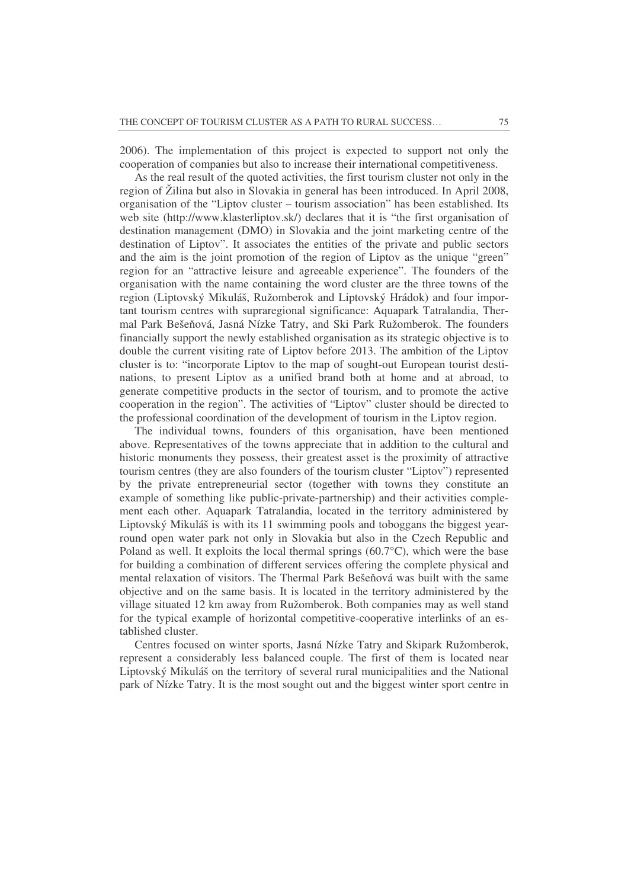2006). The implementation of this project is expected to support not only the cooperation of companies but also to increase their international competitiveness.

As the real result of the quoted activities, the first tourism cluster not only in the region of Žilina but also in Slovakia in general has been introduced. In April 2008, organisation of the "Liptov cluster – tourism association" has been established. Its web site (http://www.klasterliptov.sk/) declares that it is "the first organisation of destination management (DMO) in Slovakia and the joint marketing centre of the destination of Liptov". It associates the entities of the private and public sectors and the aim is the joint promotion of the region of Liptov as the unique "green" region for an "attractive leisure and agreeable experience". The founders of the organisation with the name containing the word cluster are the three towns of the region (Liptovský Mikuláš, Ružomberok and Liptovský Hrádok) and four important tourism centres with supraregional significance: Aquapark Tatralandia, Thermal Park Bešeňová, Jasná Nízke Tatry, and Ski Park Ružomberok. The founders financially support the newly established organisation as its strategic objective is to double the current visiting rate of Liptov before 2013. The ambition of the Liptov cluster is to: "incorporate Liptov to the map of sought-out European tourist destinations, to present Liptov as a unified brand both at home and at abroad, to generate competitive products in the sector of tourism, and to promote the active cooperation in the region". The activities of "Liptov" cluster should be directed to the professional coordination of the development of tourism in the Liptov region.

The individual towns, founders of this organisation, have been mentioned above. Representatives of the towns appreciate that in addition to the cultural and historic monuments they possess, their greatest asset is the proximity of attractive tourism centres (they are also founders of the tourism cluster "Liptov") represented by the private entrepreneurial sector (together with towns they constitute an example of something like public-private-partnership) and their activities complement each other. Aquapark Tatralandia, located in the territory administered by Liptovský Mikuláš is with its 11 swimming pools and toboggans the biggest year-round open water park not only in Slovakia but also in the Czech Republic and Poland as well. It exploits the local thermal springs (60.7°C), which were the base for building a combination of different services offering the complete physical and mental relaxation of visitors. The Thermal Park Bešeňová was built with the same objective and on the same basis. It is located in the territory administered by the village situated 12 km away from Ružomberok. Both companies may as well stand for the typical example of horizontal competitive-cooperative interlinks of an established cluster.

Centres focused on winter sports, Jasná Nízke Tatry and Skipark Ružomberok, represent a considerably less balanced couple. The first of them is located near Liptovský Mikuláš on the territory of several rural municipalities and the National park of Nízke Tatry. It is the most sought out and the biggest winter sport centre in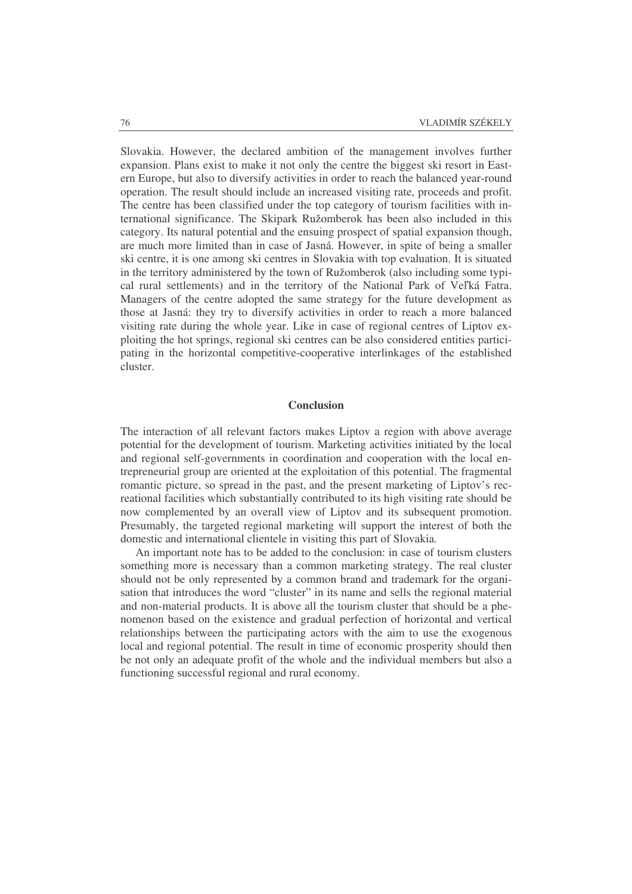Slovakia. However, the declared ambition of the management involves further expansion. Plans exist to make it not only the centre the biggest ski resort in Eastern Europe, but also to diversify activities in order to reach the balanced year-round operation. The result should include an increased visiting rate, proceeds and profit. The centre has been classified under the top category of tourism facilities with international significance. The Skipark Ružomberok has been also included in this category. Its natural potential and the ensuing prospect of spatial expansion though, are much more limited than in case of Jasná. However, in spite of being a smaller ski centre, it is one among ski centres in Slovakia with top evaluation. It is situated in the territory administered by the town of Ružomberok (also including some typical rural settlements) and in the territory of the National Park of Veľká Fatra. Managers of the centre adopted the same strategy for the future development as those at Jasná: they try to diversify activities in order to reach a more balanced visiting rate during the whole year. Like in case of regional centres of Liptov exploiting the hot springs, regional ski centres can be also considered entities participating in the horizontal competitive-cooperative interlinkages of the established cluster.

## Conclusion

The interaction of all relevant factors makes Liptov a region with above average potential for the development of tourism. Marketing activities initiated by the local and regional self-governments in coordination and cooperation with the local entrepreneurial group are oriented at the exploitation of this potential. The fragmental romantic picture, so spread in the past, and the present marketing of Liptov's recreational facilities which substantially contributed to its high visiting rate should be now complemented by an overall view of Liptov and its subsequent promotion. Presumably, the targeted regional marketing will support the interest of both the domestic and international clientele in visiting this part of Slovakia.

An important note has to be added to the conclusion: in case of tourism clusters something more is necessary than a common marketing strategy. The real cluster should not be only represented by a common brand and trademark for the organisation that introduces the word "cluster" in its name and sells the regional material and non-material products. It is above all the tourism cluster that should be a phenomenon based on the existence and gradual perfection of horizontal and vertical relationships between the participating actors with the aim to use the exogenous local and regional potential. The result in time of economic prosperity should then be not only an adequate profit of the whole and the individual members but also a functioning successful regional and rural economy.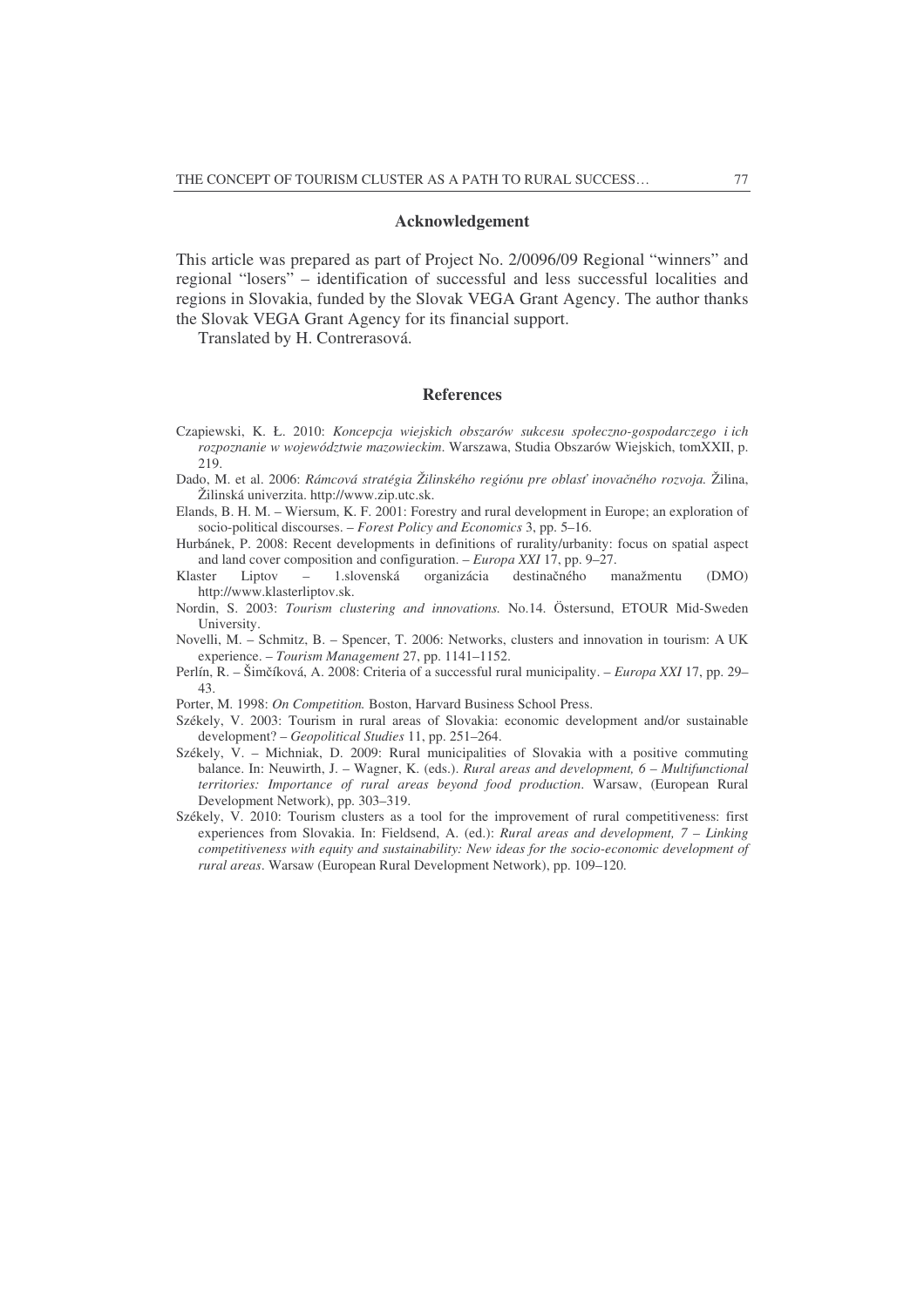## Acknowledgement

This article was prepared as part of Project No. 2/0096/09 Regional "winners" and regional "losers" – identification of successful and less successful localities and regions in Slovakia, funded by the Slovak VEGA Grant Agency. The author thanks the Slovak VEGA Grant Agency for its financial support.

Translated by H. Contrerasová.

## References

Czapiewski, K. Ł. 2010: *Koncepcja wiejskich obszarów sukcesu społeczno-gospodarczego i ich rozpoznanie w województwie mazowieckim*. Warszawa, Studia Obszarów Wiejskich, tomXXII, p. 219.

Dado, M. et al. 2006: *Rámcová stratégia Žilinského regiónu pre oblasť inovačného rozvoja.* Žilina, Žilinská univerzita. http://www.zip.utc.sk.

Elands, B. H. M. – Wiersum, K. F. 2001: Forestry and rural development in Europe; an exploration of socio-political discourses. – *Forest Policy and Economics* 3, pp. 5–16.

Hurbánek, P. 2008: Recent developments in definitions of rurality/urbanity: focus on spatial aspect and land cover composition and configuration. – *Europa XXI* 17, pp. 9–27.

Klaster Liptov – 1.slovenská organizácia destinačného manažmentu (DMO) http://www.klasterliptov.sk.

Nordin, S. 2003: *Tourism clustering and innovations.* No.14. Östersund, ETOUR Mid-Sweden University.

Novelli, M. – Schmitz, B. – Spencer, T. 2006: Networks, clusters and innovation in tourism: A UK experience. – *Tourism Management* 27, pp. 1141–1152.

Perlín, R. – Šimčíková, A. 2008: Criteria of a successful rural municipality. – *Europa XXI* 17, pp. 29–43.

Porter, M. 1998: *On Competition.* Boston, Harvard Business School Press.

Székely, V. 2003: Tourism in rural areas of Slovakia: economic development and/or sustainable development? – *Geopolitical Studies* 11, pp. 251–264.

Székely, V. – Michniak, D. 2009: Rural municipalities of Slovakia with a positive commuting balance. In: Neuwirth, J. – Wagner, K. (eds.). *Rural areas and development, 6 – Multifunctional territories: Importance of rural areas beyond food production*. Warsaw, (European Rural Development Network), pp. 303–319.

Székely, V. 2010: Tourism clusters as a tool for the improvement of rural competitiveness: first experiences from Slovakia. In: Fieldsend, A. (ed.): *Rural areas and development, 7 – Linking competitiveness with equity and sustainability: New ideas for the socio-economic development of rural areas*. Warsaw (European Rural Development Network), pp. 109–120.